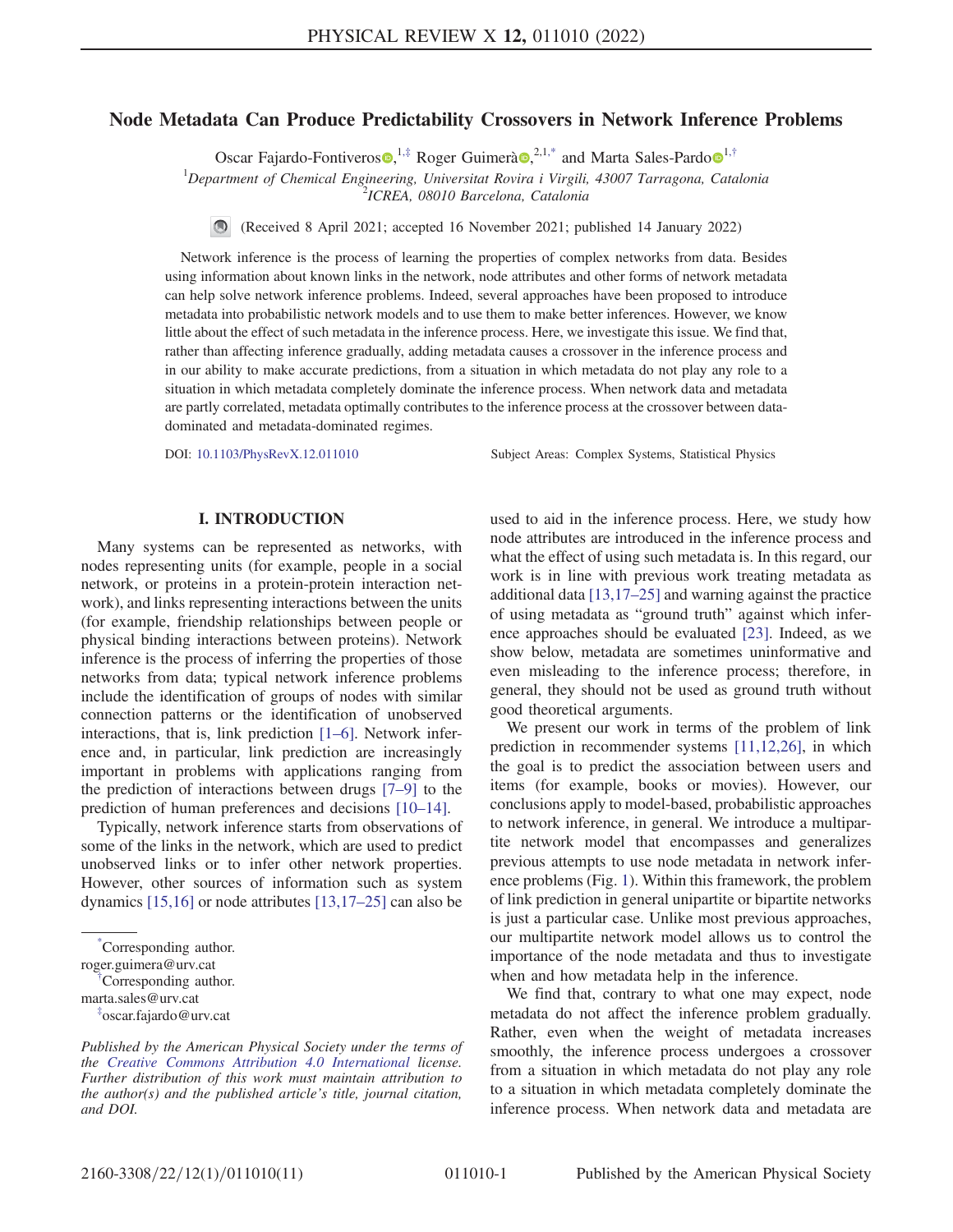# Node Metadata Can Produce Predictability Crossovers in Network Inference Problems

Oscar Fajardo-Fontiveros,[1,‡] Roger Guimerà,[2,1,*] and Marta Sales-Pardo[1,†]

[1]*Department of Chemical Engineering, Universitat Rovira i Virgili, 43007 Tarragona, Catalonia*
[2]*ICREA, 08010 Barcelona, Catalonia*

(Received 8 April 2021; accepted 16 November 2021; published 14 January 2022)

Network inference is the process of learning the properties of complex networks from data. Besides using information about known links in the network, node attributes and other forms of network metadata can help solve network inference problems. Indeed, several approaches have been proposed to introduce metadata into probabilistic network models and to use them to make better inferences. However, we know little about the effect of such metadata in the inference process. Here, we investigate this issue. We find that, rather than affecting inference gradually, adding metadata causes a crossover in the inference process and in our ability to make accurate predictions, from a situation in which metadata do not play any role to a situation in which metadata completely dominate the inference process. When network data and metadata are partly correlated, metadata optimally contributes to the inference process at the crossover between data-dominated and metadata-dominated regimes.

DOI: 10.1103/PhysRevX.12.011010 Subject Areas: Complex Systems, Statistical Physics

## I. INTRODUCTION

Many systems can be represented as networks, with nodes representing units (for example, people in a social network, or proteins in a protein-protein interaction network), and links representing interactions between the units (for example, friendship relationships between people or physical binding interactions between proteins). Network inference is the process of inferring the properties of those networks from data; typical network inference problems include the identification of groups of nodes with similar connection patterns or the identification of unobserved interactions, that is, link prediction [1–6]. Network inference and, in particular, link prediction are increasingly important in problems with applications ranging from the prediction of interactions between drugs [7–9] to the prediction of human preferences and decisions [10–14].

Typically, network inference starts from observations of some of the links in the network, which are used to predict unobserved links or to infer other network properties. However, other sources of information such as system dynamics [15,16] or node attributes [13,17–25] can also be used to aid in the inference process. Here, we study how node attributes are introduced in the inference process and what the effect of using such metadata is. In this regard, our work is in line with previous work treating metadata as additional data [13,17–25] and warning against the practice of using metadata as "ground truth" against which inference approaches should be evaluated [23]. Indeed, as we show below, metadata are sometimes uninformative and even misleading to the inference process; therefore, in general, they should not be used as ground truth without good theoretical arguments.

We present our work in terms of the problem of link prediction in recommender systems [11,12,26], in which the goal is to predict the association between users and items (for example, books or movies). However, our conclusions apply to model-based, probabilistic approaches to network inference, in general. We introduce a multipartite network model that encompasses and generalizes previous attempts to use node metadata in network inference problems (Fig. 1). Within this framework, the problem of link prediction in general unipartite or bipartite networks is just a particular case. Unlike most previous approaches, our multipartite network model allows us to control the importance of the node metadata and thus to investigate when and how metadata help in the inference.

We find that, contrary to what one may expect, node metadata do not affect the inference problem gradually. Rather, even when the weight of metadata increases smoothly, the inference process undergoes a crossover from a situation in which metadata do not play any role to a situation in which metadata completely dominate the inference process. When network data and metadata are

---

*Corresponding author.
roger.guimera@urv.cat

†Corresponding author.
marta.sales@urv.cat

‡oscar.fajardo@urv.cat

*Published by the American Physical Society under the terms of the Creative Commons Attribution 4.0 International license. Further distribution of this work must maintain attribution to the author(s) and the published article's title, journal citation, and DOI.*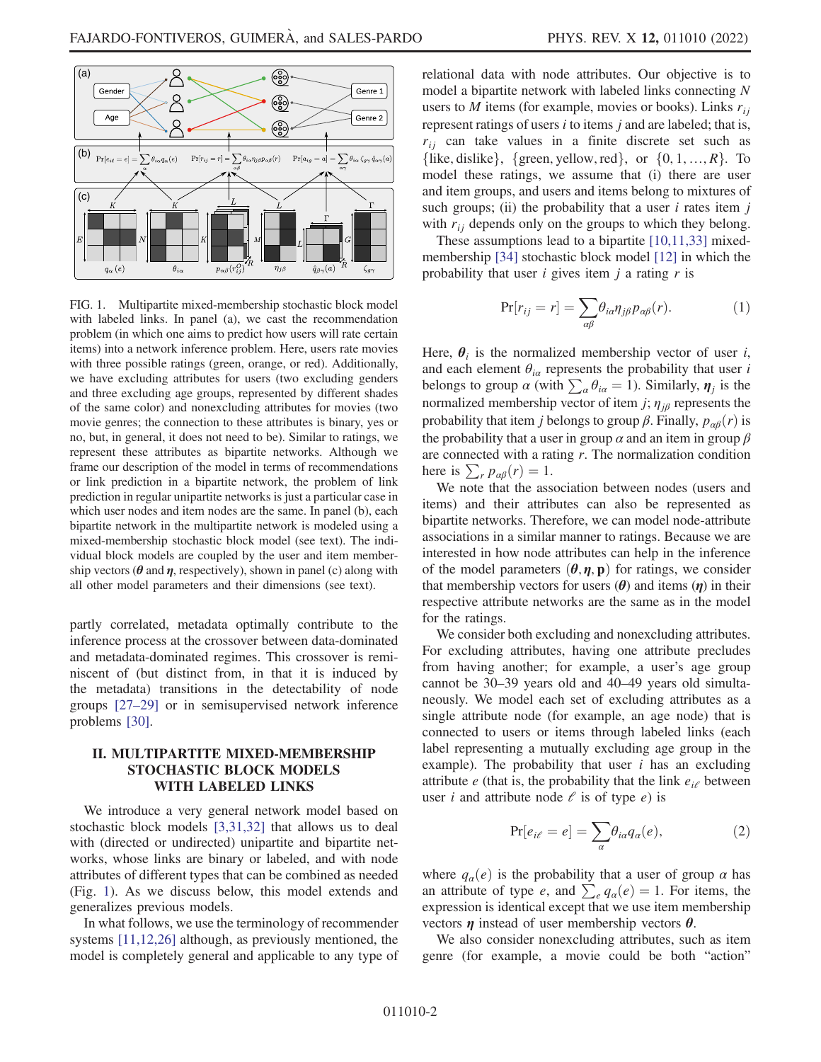FIG. 1. Multipartite mixed-membership stochastic block model with labeled links. In panel (a), we cast the recommendation problem (in which one aims to predict how users will rate certain items) into a network inference problem. Here, users rate movies with three possible ratings (green, orange, or red). Additionally, we have excluding attributes for users (two excluding genders and three excluding age groups, represented by different shades of the same color) and nonexcluding attributes for movies (two movie genres; the connection to these attributes is binary, yes or no, but, in general, it does not need to be). Similar to ratings, we represent these attributes as bipartite networks. Although we frame our description of the model in terms of recommendations or link prediction in a bipartite network, the problem of link prediction in regular unipartite networks is just a particular case in which user nodes and item nodes are the same. In panel (b), each bipartite network in the multipartite network is modeled using a mixed-membership stochastic block model (see text). The individual block models are coupled by the user and item membership vectors ($\boldsymbol{\theta}$ and $\boldsymbol{\eta}$, respectively), shown in panel (c) along with all other model parameters and their dimensions (see text).

partly correlated, metadata optimally contribute to the inference process at the crossover between data-dominated and metadata-dominated regimes. This crossover is reminiscent of (but distinct from, in that it is induced by the metadata) transitions in the detectability of node groups [27–29] or in semisupervised network inference problems [30].

## II. MULTIPARTITE MIXED-MEMBERSHIP STOCHASTIC BLOCK MODELS WITH LABELED LINKS

We introduce a very general network model based on stochastic block models [3,31,32] that allows us to deal with (directed or undirected) unipartite and bipartite networks, whose links are binary or labeled, and with node attributes of different types that can be combined as needed (Fig. 1). As we discuss below, this model extends and generalizes previous models.

In what follows, we use the terminology of recommender systems [11,12,26] although, as previously mentioned, the model is completely general and applicable to any type of relational data with node attributes. Our objective is to model a bipartite network with labeled links connecting $N$ users to $M$ items (for example, movies or books). Links $r_{ij}$ represent ratings of users $i$ to items $j$ and are labeled; that is, $r_{ij}$ can take values in a finite discrete set such as $\{\text{like}, \text{dislike}\}$, $\{\text{green}, \text{yellow}, \text{red}\}$, or $\{0, 1, \ldots, R\}$. To model these ratings, we assume that (i) there are user and item groups, and users and items belong to mixtures of such groups; (ii) the probability that a user $i$ rates item $j$ with $r_{ij}$ depends only on the groups to which they belong.

These assumptions lead to a bipartite [10,11,33] mixed-membership [34] stochastic block model [12] in which the probability that user $i$ gives item $j$ a rating $r$ is

$$\Pr[r_{ij} = r] = \sum_{\alpha\beta} \theta_{i\alpha} \eta_{j\beta} p_{\alpha\beta}(r). \tag{1}$$

Here, $\boldsymbol{\theta}_i$ is the normalized membership vector of user $i$, and each element $\theta_{i\alpha}$ represents the probability that user $i$ belongs to group $\alpha$ (with $\sum_\alpha \theta_{i\alpha} = 1$). Similarly, $\boldsymbol{\eta}_j$ is the normalized membership vector of item $j$; $\eta_{j\beta}$ represents the probability that item $j$ belongs to group $\beta$. Finally, $p_{\alpha\beta}(r)$ is the probability that a user in group $\alpha$ and an item in group $\beta$ are connected with a rating $r$. The normalization condition here is $\sum_r p_{\alpha\beta}(r) = 1$.

We note that the association between nodes (users and items) and their attributes can also be represented as bipartite networks. Therefore, we can model node-attribute associations in a similar manner to ratings. Because we are interested in how node attributes can help in the inference of the model parameters $(\boldsymbol{\theta}, \boldsymbol{\eta}, \mathbf{p})$ for ratings, we consider that membership vectors for users ($\boldsymbol{\theta}$) and items ($\boldsymbol{\eta}$) in their respective attribute networks are the same as in the model for the ratings.

We consider both excluding and nonexcluding attributes. For excluding attributes, having one attribute precludes from having another; for example, a user's age group cannot be 30–39 years old and 40–49 years old simultaneously. We model each set of excluding attributes as a single attribute node (for example, an age node) that is connected to users or items through labeled links (each label representing a mutually excluding age group in the example). The probability that user $i$ has an excluding attribute $e$ (that is, the probability that the link $e_{i\ell}$ between user $i$ and attribute node $\ell$ is of type $e$) is

$$\Pr[e_{i\ell} = e] = \sum_\alpha \theta_{i\alpha} q_\alpha(e), \tag{2}$$

where $q_\alpha(e)$ is the probability that a user of group $\alpha$ has an attribute of type $e$, and $\sum_e q_\alpha(e) = 1$. For items, the expression is identical except that we use item membership vectors $\boldsymbol{\eta}$ instead of user membership vectors $\boldsymbol{\theta}$.

We also consider nonexcluding attributes, such as item genre (for example, a movie could be both "action"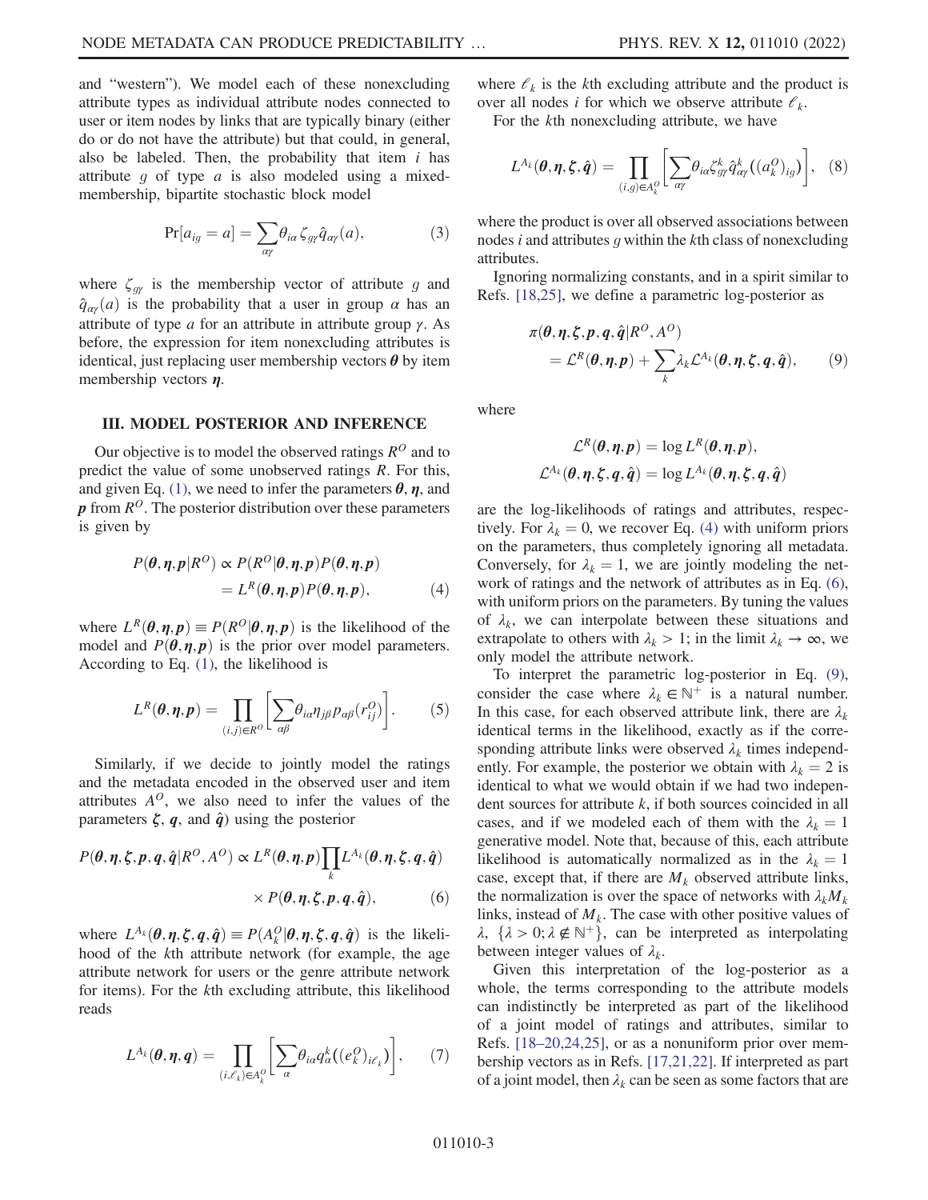and "western"). We model each of these nonexcluding attribute types as individual attribute nodes connected to user or item nodes by links that are typically binary (either do or do not have the attribute) but that could, in general, also be labeled. Then, the probability that item $i$ has attribute $g$ of type $a$ is also modeled using a mixed-membership, bipartite stochastic block model

$$\Pr[a_{ig} = a] = \sum_{\alpha\gamma} \theta_{i\alpha} \zeta_{g\gamma} \hat{q}_{\alpha\gamma}(a), \tag{3}$$

where $\zeta_{g\gamma}$ is the membership vector of attribute $g$ and $\hat{q}_{\alpha\gamma}(a)$ is the probability that a user in group $\alpha$ has an attribute of type $a$ for an attribute in attribute group $\gamma$. As before, the expression for item nonexcluding attributes is identical, just replacing user membership vectors $\boldsymbol{\theta}$ by item membership vectors $\boldsymbol{\eta}$.

## III. MODEL POSTERIOR AND INFERENCE

Our objective is to model the observed ratings $R^O$ and to predict the value of some unobserved ratings $R$. For this, and given Eq. (1), we need to infer the parameters $\boldsymbol{\theta}$, $\boldsymbol{\eta}$, and $\boldsymbol{p}$ from $R^O$. The posterior distribution over these parameters is given by

$$\begin{aligned} P(\boldsymbol{\theta}, \boldsymbol{\eta}, \boldsymbol{p} | R^O) &\propto P(R^O | \boldsymbol{\theta}, \boldsymbol{\eta}, \boldsymbol{p}) P(\boldsymbol{\theta}, \boldsymbol{\eta}, \boldsymbol{p}) \\ &= L^R(\boldsymbol{\theta}, \boldsymbol{\eta}, \boldsymbol{p}) P(\boldsymbol{\theta}, \boldsymbol{\eta}, \boldsymbol{p}), \end{aligned} \tag{4}$$

where $L^R(\boldsymbol{\theta}, \boldsymbol{\eta}, \boldsymbol{p}) \equiv P(R^O | \boldsymbol{\theta}, \boldsymbol{\eta}, \boldsymbol{p})$ is the likelihood of the model and $P(\boldsymbol{\theta}, \boldsymbol{\eta}, \boldsymbol{p})$ is the prior over model parameters. According to Eq. (1), the likelihood is

$$L^R(\boldsymbol{\theta}, \boldsymbol{\eta}, \boldsymbol{p}) = \prod_{(i,j) \in R^O} \left[ \sum_{\alpha\beta} \theta_{i\alpha} \eta_{j\beta} p_{\alpha\beta}(r^O_{ij}) \right]. \tag{5}$$

Similarly, if we decide to jointly model the ratings and the metadata encoded in the observed user and item attributes $A^O$, we also need to infer the values of the parameters $\boldsymbol{\zeta}$, $\boldsymbol{q}$, and $\hat{\boldsymbol{q}}$) using the posterior

$$\begin{aligned} P(\boldsymbol{\theta}, \boldsymbol{\eta}, \boldsymbol{\zeta}, \boldsymbol{p}, \boldsymbol{q}, \hat{\boldsymbol{q}} | R^O, A^O) &\propto L^R(\boldsymbol{\theta}, \boldsymbol{\eta}, \boldsymbol{p}) \prod_k L^{A_k}(\boldsymbol{\theta}, \boldsymbol{\eta}, \boldsymbol{\zeta}, \boldsymbol{q}, \hat{\boldsymbol{q}}) \\ &\quad \times P(\boldsymbol{\theta}, \boldsymbol{\eta}, \boldsymbol{\zeta}, \boldsymbol{p}, \boldsymbol{q}, \hat{\boldsymbol{q}}), \end{aligned} \tag{6}$$

where $L^{A_k}(\boldsymbol{\theta}, \boldsymbol{\eta}, \boldsymbol{\zeta}, \boldsymbol{q}, \hat{\boldsymbol{q}}) \equiv P(A^O_k | \boldsymbol{\theta}, \boldsymbol{\eta}, \boldsymbol{\zeta}, \boldsymbol{q}, \hat{\boldsymbol{q}})$ is the likelihood of the $k$th attribute network (for example, the age attribute network for users or the genre attribute network for items). For the $k$th excluding attribute, this likelihood reads

$$L^{A_k}(\boldsymbol{\theta}, \boldsymbol{\eta}, \boldsymbol{q}) = \prod_{(i,\ell_k) \in A^O_k} \left[ \sum_{\alpha} \theta_{i\alpha} q^k_{\alpha}((e^O_k)_{i\ell_k}) \right], \tag{7}$$

where $\ell_k$ is the $k$th excluding attribute and the product is over all nodes $i$ for which we observe attribute $\ell_k$.

For the $k$th nonexcluding attribute, we have

$$L^{A_k}(\boldsymbol{\theta}, \boldsymbol{\eta}, \boldsymbol{\zeta}, \hat{\boldsymbol{q}}) = \prod_{(i,g) \in A^O_k} \left[ \sum_{\alpha\gamma} \theta_{i\alpha} \zeta^k_{g\gamma} \hat{q}^k_{\alpha\gamma}((a^O_k)_{ig}) \right], \tag{8}$$

where the product is over all observed associations between nodes $i$ and attributes $g$ within the $k$th class of nonexcluding attributes.

Ignoring normalizing constants, and in a spirit similar to Refs. [18,25], we define a parametric log-posterior as

$$\begin{aligned} \pi(\boldsymbol{\theta}, \boldsymbol{\eta}, \boldsymbol{\zeta}, \boldsymbol{p}, \boldsymbol{q}, \hat{\boldsymbol{q}} | R^O, A^O) \\ = \mathcal{L}^R(\boldsymbol{\theta}, \boldsymbol{\eta}, \boldsymbol{p}) + \sum_k \lambda_k \mathcal{L}^{A_k}(\boldsymbol{\theta}, \boldsymbol{\eta}, \boldsymbol{\zeta}, \boldsymbol{q}, \hat{\boldsymbol{q}}), \end{aligned} \tag{9}$$

where

$$\begin{aligned} \mathcal{L}^R(\boldsymbol{\theta}, \boldsymbol{\eta}, \boldsymbol{p}) &= \log L^R(\boldsymbol{\theta}, \boldsymbol{\eta}, \boldsymbol{p}), \\ \mathcal{L}^{A_k}(\boldsymbol{\theta}, \boldsymbol{\eta}, \boldsymbol{\zeta}, \boldsymbol{q}, \hat{\boldsymbol{q}}) &= \log L^{A_k}(\boldsymbol{\theta}, \boldsymbol{\eta}, \boldsymbol{\zeta}, \boldsymbol{q}, \hat{\boldsymbol{q}}) \end{aligned}$$

are the log-likelihoods of ratings and attributes, respectively. For $\lambda_k = 0$, we recover Eq. (4) with uniform priors on the parameters, thus completely ignoring all metadata. Conversely, for $\lambda_k = 1$, we are jointly modeling the network of ratings and the network of attributes as in Eq. (6), with uniform priors on the parameters. By tuning the values of $\lambda_k$, we can interpolate between these situations and extrapolate to others with $\lambda_k > 1$; in the limit $\lambda_k \to \infty$, we only model the attribute network.

To interpret the parametric log-posterior in Eq. (9), consider the case where $\lambda_k \in \mathbb{N}^+$ is a natural number. In this case, for each observed attribute link, there are $\lambda_k$ identical terms in the likelihood, exactly as if the corresponding attribute links were observed $\lambda_k$ times independently. For example, the posterior we obtain with $\lambda_k = 2$ is identical to what we would obtain if we had two independent sources for attribute $k$, if both sources coincided in all cases, and if we modeled each of them with the $\lambda_k = 1$ generative model. Note that, because of this, each attribute likelihood is automatically normalized as in the $\lambda_k = 1$ case, except that, if there are $M_k$ observed attribute links, the normalization is over the space of networks with $\lambda_k M_k$ links, instead of $M_k$. The case with other positive values of $\lambda$, $\{\lambda > 0; \lambda \notin \mathbb{N}^+\}$, can be interpreted as interpolating between integer values of $\lambda_k$.

Given this interpretation of the log-posterior as a whole, the terms corresponding to the attribute models can indistinctly be interpreted as part of the likelihood of a joint model of ratings and attributes, similar to Refs. [18–20,24,25], or as a nonuniform prior over membership vectors as in Refs. [17,21,22]. If interpreted as part of a joint model, then $\lambda_k$ can be seen as some factors that are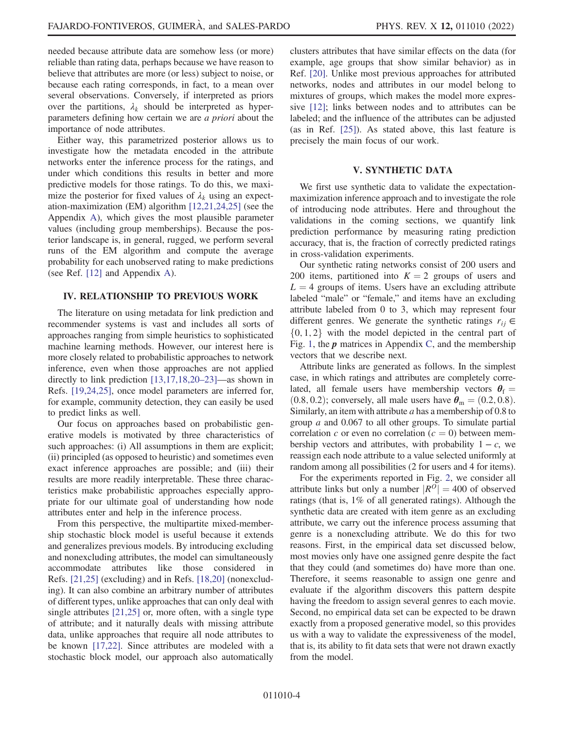needed because attribute data are somehow less (or more) reliable than rating data, perhaps because we have reason to believe that attributes are more (or less) subject to noise, or because each rating corresponds, in fact, to a mean over several observations. Conversely, if interpreted as priors over the partitions, $\lambda_k$ should be interpreted as hyperparameters defining how certain we are *a priori* about the importance of node attributes.

Either way, this parametrized posterior allows us to investigate how the metadata encoded in the attribute networks enter the inference process for the ratings, and under which conditions this results in better and more predictive models for those ratings. To do this, we maximize the posterior for fixed values of $\lambda_k$ using an expectation-maximization (EM) algorithm [12,21,24,25] (see the Appendix A), which gives the most plausible parameter values (including group memberships). Because the posterior landscape is, in general, rugged, we perform several runs of the EM algorithm and compute the average probability for each unobserved rating to make predictions (see Ref. [12] and Appendix A).

## IV. RELATIONSHIP TO PREVIOUS WORK

The literature on using metadata for link prediction and recommender systems is vast and includes all sorts of approaches ranging from simple heuristics to sophisticated machine learning methods. However, our interest here is more closely related to probabilistic approaches to network inference, even when those approaches are not applied directly to link prediction [13,17,18,20–23]—as shown in Refs. [19,24,25], once model parameters are inferred for, for example, community detection, they can easily be used to predict links as well.

Our focus on approaches based on probabilistic generative models is motivated by three characteristics of such approaches: (i) All assumptions in them are explicit; (ii) principled (as opposed to heuristic) and sometimes even exact inference approaches are possible; and (iii) their results are more readily interpretable. These three characteristics make probabilistic approaches especially appropriate for our ultimate goal of understanding how node attributes enter and help in the inference process.

From this perspective, the multipartite mixed-membership stochastic block model is useful because it extends and generalizes previous models. By introducing excluding and nonexcluding attributes, the model can simultaneously accommodate attributes like those considered in Refs. [21,25] (excluding) and in Refs. [18,20] (nonexcluding). It can also combine an arbitrary number of attributes of different types, unlike approaches that can only deal with single attributes [21,25] or, more often, with a single type of attribute; and it naturally deals with missing attribute data, unlike approaches that require all node attributes to be known [17,22]. Since attributes are modeled with a stochastic block model, our approach also automatically clusters attributes that have similar effects on the data (for example, age groups that show similar behavior) as in Ref. [20]. Unlike most previous approaches for attributed networks, nodes and attributes in our model belong to mixtures of groups, which makes the model more expressive [12]; links between nodes and to attributes can be labeled; and the influence of the attributes can be adjusted (as in Ref. [25]). As stated above, this last feature is precisely the main focus of our work.

## V. SYNTHETIC DATA

We first use synthetic data to validate the expectation-maximization inference approach and to investigate the role of introducing node attributes. Here and throughout the validations in the coming sections, we quantify link prediction performance by measuring rating prediction accuracy, that is, the fraction of correctly predicted ratings in cross-validation experiments.

Our synthetic rating networks consist of 200 users and 200 items, partitioned into $K = 2$ groups of users and $L = 4$ groups of items. Users have an excluding attribute labeled "male" or "female," and items have an excluding attribute labeled from 0 to 3, which may represent four different genres. We generate the synthetic ratings $r_{ij} \in \{0, 1, 2\}$ with the model depicted in the central part of Fig. 1, the $\boldsymbol{p}$ matrices in Appendix C, and the membership vectors that we describe next.

Attribute links are generated as follows. In the simplest case, in which ratings and attributes are completely correlated, all female users have membership vectors $\boldsymbol{\theta}_{\mathrm{f}} = (0.8, 0.2)$; conversely, all male users have $\boldsymbol{\theta}_{\mathrm{m}} = (0.2, 0.8)$. Similarly, an item with attribute $a$ has a membership of 0.8 to group $a$ and 0.067 to all other groups. To simulate partial correlation $c$ or even no correlation ($c = 0$) between membership vectors and attributes, with probability $1 - c$, we reassign each node attribute to a value selected uniformly at random among all possibilities (2 for users and 4 for items).

For the experiments reported in Fig. 2, we consider all attribute links but only a number $|R^O| = 400$ of observed ratings (that is, 1% of all generated ratings). Although the synthetic data are created with item genre as an excluding attribute, we carry out the inference process assuming that genre is a nonexcluding attribute. We do this for two reasons. First, in the empirical data set discussed below, most movies only have one assigned genre despite the fact that they could (and sometimes do) have more than one. Therefore, it seems reasonable to assign one genre and evaluate if the algorithm discovers this pattern despite having the freedom to assign several genres to each movie. Second, no empirical data set can be expected to be drawn exactly from a proposed generative model, so this provides us with a way to validate the expressiveness of the model, that is, its ability to fit data sets that were not drawn exactly from the model.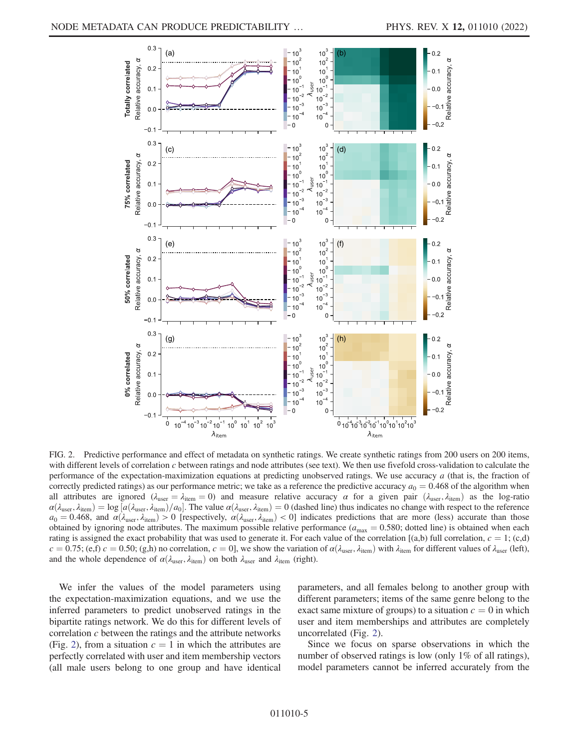FIG. 2. Predictive performance and effect of metadata on synthetic ratings. We create synthetic ratings from 200 users on 200 items, with different levels of correlation $c$ between ratings and node attributes (see text). We then use fivefold cross-validation to calculate the performance of the expectation-maximization equations at predicting unobserved ratings. We use accuracy $a$ (that is, the fraction of correctly predicted ratings) as our performance metric; we take as a reference the predictive accuracy $a_0 = 0.468$ of the algorithm when all attributes are ignored ($\lambda_{\text{user}} = \lambda_{\text{item}} = 0$) and measure relative accuracy $\alpha$ for a given pair $(\lambda_{\text{user}}, \lambda_{\text{item}})$ as the log-ratio $\alpha(\lambda_{\text{user}}, \lambda_{\text{item}}) = \log[a(\lambda_{\text{user}}, \lambda_{\text{item}})/a_0]$. The value $\alpha(\lambda_{\text{user}}, \lambda_{\text{item}}) = 0$ (dashed line) thus indicates no change with respect to the reference $a_0 = 0.468$, and $\alpha(\lambda_{\text{user}}, \lambda_{\text{item}}) > 0$ [respectively, $\alpha(\lambda_{\text{user}}, \lambda_{\text{item}}) < 0$] indicates predictions that are more (less) accurate than those obtained by ignoring node attributes. The maximum possible relative performance ($a_{\text{max}} = 0.580$; dotted line) is obtained when each rating is assigned the exact probability that was used to generate it. For each value of the correlation [(a,b) full correlation, $c = 1$; (c,d) $c = 0.75$; (e,f) $c = 0.50$; (g,h) no correlation, $c = 0$], we show the variation of $\alpha(\lambda_{\text{user}}, \lambda_{\text{item}})$ with $\lambda_{\text{item}}$ for different values of $\lambda_{\text{user}}$ (left), and the whole dependence of $\alpha(\lambda_{\text{user}}, \lambda_{\text{item}})$ on both $\lambda_{\text{user}}$ and $\lambda_{\text{item}}$ (right).

We infer the values of the model parameters using the expectation-maximization equations, and we use the inferred parameters to predict unobserved ratings in the bipartite ratings network. We do this for different levels of correlation $c$ between the ratings and the attribute networks (Fig. 2), from a situation $c = 1$ in which the attributes are perfectly correlated with user and item membership vectors (all male users belong to one group and have identical parameters, and all females belong to another group with different parameters; items of the same genre belong to the exact same mixture of groups) to a situation $c = 0$ in which user and item memberships and attributes are completely uncorrelated (Fig. 2).

Since we focus on sparse observations in which the number of observed ratings is low (only 1% of all ratings), model parameters cannot be inferred accurately from the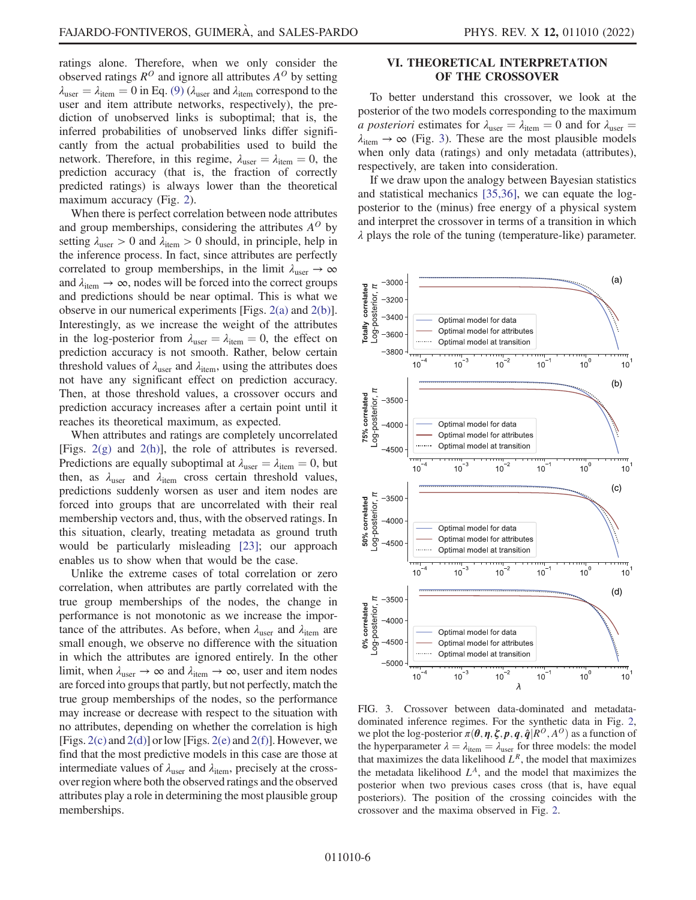ratings alone. Therefore, when we only consider the observed ratings $R^O$ and ignore all attributes $A^O$ by setting $\lambda_{\text{user}} = \lambda_{\text{item}} = 0$ in Eq. (9) ($\lambda_{\text{user}}$ and $\lambda_{\text{item}}$ correspond to the user and item attribute networks, respectively), the prediction of unobserved links is suboptimal; that is, the inferred probabilities of unobserved links differ significantly from the actual probabilities used to build the network. Therefore, in this regime, $\lambda_{\text{user}} = \lambda_{\text{item}} = 0$, the prediction accuracy (that is, the fraction of correctly predicted ratings) is always lower than the theoretical maximum accuracy (Fig. 2).

When there is perfect correlation between node attributes and group memberships, considering the attributes $A^O$ by setting $\lambda_{\text{user}} > 0$ and $\lambda_{\text{item}} > 0$ should, in principle, help in the inference process. In fact, since attributes are perfectly correlated to group memberships, in the limit $\lambda_{\text{user}} \to \infty$ and $\lambda_{\text{item}} \to \infty$, nodes will be forced into the correct groups and predictions should be near optimal. This is what we observe in our numerical experiments [Figs. 2(a) and 2(b)]. Interestingly, as we increase the weight of the attributes in the log-posterior from $\lambda_{\text{user}} = \lambda_{\text{item}} = 0$, the effect on prediction accuracy is not smooth. Rather, below certain threshold values of $\lambda_{\text{user}}$ and $\lambda_{\text{item}}$, using the attributes does not have any significant effect on prediction accuracy. Then, at those threshold values, a crossover occurs and prediction accuracy increases after a certain point until it reaches its theoretical maximum, as expected.

When attributes and ratings are completely uncorrelated [Figs. 2(g) and 2(h)], the role of attributes is reversed. Predictions are equally suboptimal at $\lambda_{\text{user}} = \lambda_{\text{item}} = 0$, but then, as $\lambda_{\text{user}}$ and $\lambda_{\text{item}}$ cross certain threshold values, predictions suddenly worsen as user and item nodes are forced into groups that are uncorrelated with their real membership vectors and, thus, with the observed ratings. In this situation, clearly, treating metadata as ground truth would be particularly misleading [23]; our approach enables us to show when that would be the case.

Unlike the extreme cases of total correlation or zero correlation, when attributes are partly correlated with the true group memberships of the nodes, the change in performance is not monotonic as we increase the importance of the attributes. As before, when $\lambda_{\text{user}}$ and $\lambda_{\text{item}}$ are small enough, we observe no difference with the situation in which the attributes are ignored entirely. In the other limit, when $\lambda_{\text{user}} \to \infty$ and $\lambda_{\text{item}} \to \infty$, user and item nodes are forced into groups that partly, but not perfectly, match the true group memberships of the nodes, so the performance may increase or decrease with respect to the situation with no attributes, depending on whether the correlation is high [Figs. 2(c) and 2(d)] or low [Figs. 2(e) and 2(f)]. However, we find that the most predictive models in this case are those at intermediate values of $\lambda_{\text{user}}$ and $\lambda_{\text{item}}$, precisely at the crossover region where both the observed ratings and the observed attributes play a role in determining the most plausible group memberships.

## VI. THEORETICAL INTERPRETATION OF THE CROSSOVER

To better understand this crossover, we look at the posterior of the two models corresponding to the maximum *a posteriori* estimates for $\lambda_{\text{user}} = \lambda_{\text{item}} = 0$ and for $\lambda_{\text{user}} = \lambda_{\text{item}} \to \infty$ (Fig. 3). These are the most plausible models when only data (ratings) and only metadata (attributes), respectively, are taken into consideration.

If we draw upon the analogy between Bayesian statistics and statistical mechanics [35,36], we can equate the log-posterior to the (minus) free energy of a physical system and interpret the crossover in terms of a transition in which $\lambda$ plays the role of the tuning (temperature-like) parameter.

FIG. 3. Crossover between data-dominated and metadata-dominated inference regimes. For the synthetic data in Fig. 2, we plot the log-posterior $\pi(\boldsymbol{\theta}, \boldsymbol{\eta}, \boldsymbol{\zeta}, \boldsymbol{p}, \boldsymbol{q}, \hat{\boldsymbol{q}} | R^O, A^O)$ as a function of the hyperparameter $\lambda = \lambda_{\text{item}} = \lambda_{\text{user}}$ for three models: the model that maximizes the data likelihood $L^R$, the model that maximizes the metadata likelihood $L^A$, and the model that maximizes the posterior when two previous cases cross (that is, have equal posteriors). The position of the crossing coincides with the crossover and the maxima observed in Fig. 2.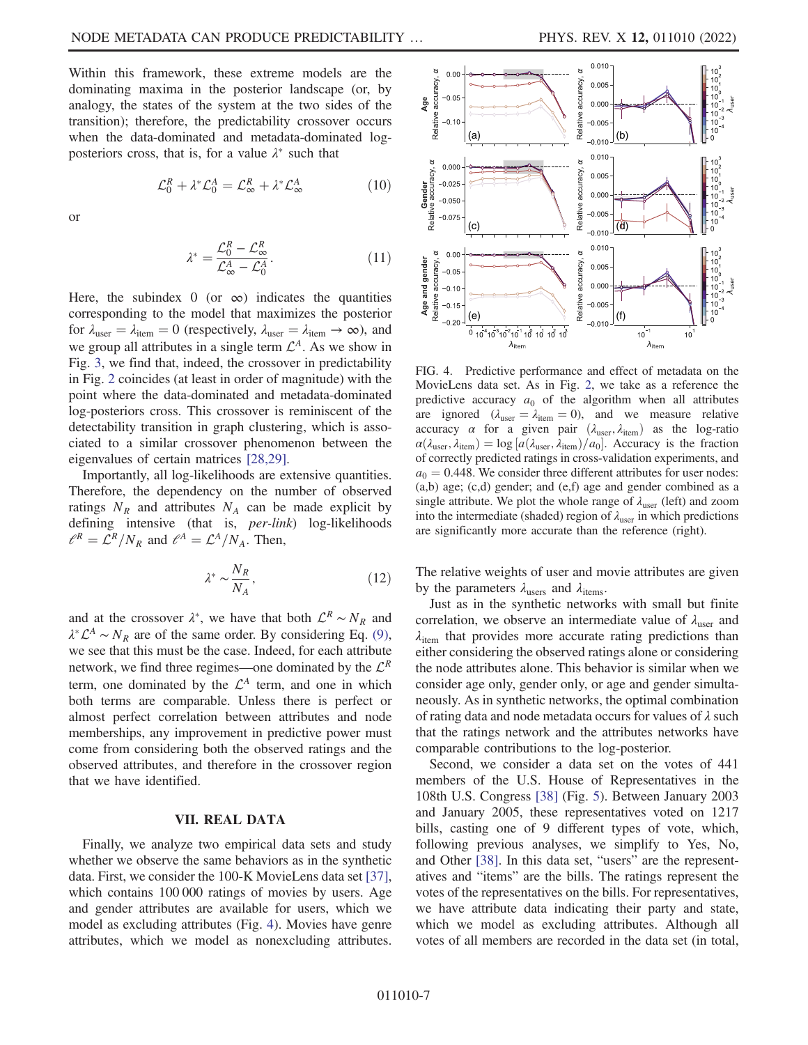Within this framework, these extreme models are the dominating maxima in the posterior landscape (or, by analogy, the states of the system at the two sides of the transition); therefore, the predictability crossover occurs when the data-dominated and metadata-dominated log-posteriors cross, that is, for a value $\lambda^*$ such that

$$\mathcal{L}_0^R + \lambda^* \mathcal{L}_0^A = \mathcal{L}_\infty^R + \lambda^* \mathcal{L}_\infty^A \tag{10}$$

or

$$\lambda^* = \frac{\mathcal{L}_0^R - \mathcal{L}_\infty^R}{\mathcal{L}_\infty^A - \mathcal{L}_0^A}. \tag{11}$$

Here, the subindex 0 (or $\infty$) indicates the quantities corresponding to the model that maximizes the posterior for $\lambda_{\text{user}} = \lambda_{\text{item}} = 0$ (respectively, $\lambda_{\text{user}} = \lambda_{\text{item}} \to \infty$), and we group all attributes in a single term $\mathcal{L}^A$. As we show in Fig. 3, we find that, indeed, the crossover in predictability in Fig. 2 coincides (at least in order of magnitude) with the point where the data-dominated and metadata-dominated log-posteriors cross. This crossover is reminiscent of the detectability transition in graph clustering, which is associated to a similar crossover phenomenon between the eigenvalues of certain matrices [28,29].

Importantly, all log-likelihoods are extensive quantities. Therefore, the dependency on the number of observed ratings $N_R$ and attributes $N_A$ can be made explicit by defining intensive (that is, *per-link*) log-likelihoods $\ell^R = \mathcal{L}^R/N_R$ and $\ell^A = \mathcal{L}^A/N_A$. Then,

$$\lambda^* \sim \frac{N_R}{N_A}, \tag{12}$$

and at the crossover $\lambda^*$, we have that both $\mathcal{L}^R \sim N_R$ and $\lambda^* \mathcal{L}^A \sim N_R$ are of the same order. By considering Eq. (9), we see that this must be the case. Indeed, for each attribute network, we find three regimes—one dominated by the $\mathcal{L}^R$ term, one dominated by the $\mathcal{L}^A$ term, and one in which both terms are comparable. Unless there is perfect or almost perfect correlation between attributes and node memberships, any improvement in predictive power must come from considering both the observed ratings and the observed attributes, and therefore in the crossover region that we have identified.

## VII. REAL DATA

Finally, we analyze two empirical data sets and study whether we observe the same behaviors as in the synthetic data. First, we consider the 100-K MovieLens data set [37], which contains 100 000 ratings of movies by users. Age and gender attributes are available for users, which we model as excluding attributes (Fig. 4). Movies have genre attributes, which we model as nonexcluding attributes.

FIG. 4. Predictive performance and effect of metadata on the MovieLens data set. As in Fig. 2, we take as a reference the predictive accuracy $a_0$ of the algorithm when all attributes are ignored ($\lambda_{\text{user}} = \lambda_{\text{item}} = 0$), and we measure relative accuracy $\alpha$ for a given pair $(\lambda_{\text{user}}, \lambda_{\text{item}})$ as the log-ratio $\alpha(\lambda_{\text{user}}, \lambda_{\text{item}}) = \log[a(\lambda_{\text{user}}, \lambda_{\text{item}})/a_0]$. Accuracy is the fraction of correctly predicted ratings in cross-validation experiments, and $a_0 = 0.448$. We consider three different attributes for user nodes: (a,b) age; (c,d) gender; and (e,f) age and gender combined as a single attribute. We plot the whole range of $\lambda_{\text{user}}$ (left) and zoom into the intermediate (shaded) region of $\lambda_{\text{user}}$ in which predictions are significantly more accurate than the reference (right).

The relative weights of user and movie attributes are given by the parameters $\lambda_{\text{users}}$ and $\lambda_{\text{items}}$.

Just as in the synthetic networks with small but finite correlation, we observe an intermediate value of $\lambda_{\text{user}}$ and $\lambda_{\text{item}}$ that provides more accurate rating predictions than either considering the observed ratings alone or considering the node attributes alone. This behavior is similar when we consider age only, gender only, or age and gender simultaneously. As in synthetic networks, the optimal combination of rating data and node metadata occurs for values of $\lambda$ such that the ratings network and the attributes networks have comparable contributions to the log-posterior.

Second, we consider a data set on the votes of 441 members of the U.S. House of Representatives in the 108th U.S. Congress [38] (Fig. 5). Between January 2003 and January 2005, these representatives voted on 1217 bills, casting one of 9 different types of vote, which, following previous analyses, we simplify to Yes, No, and Other [38]. In this data set, "users" are the representatives and "items" are the bills. The ratings represent the votes of the representatives on the bills. For representatives, we have attribute data indicating their party and state, which we model as excluding attributes. Although all votes of all members are recorded in the data set (in total,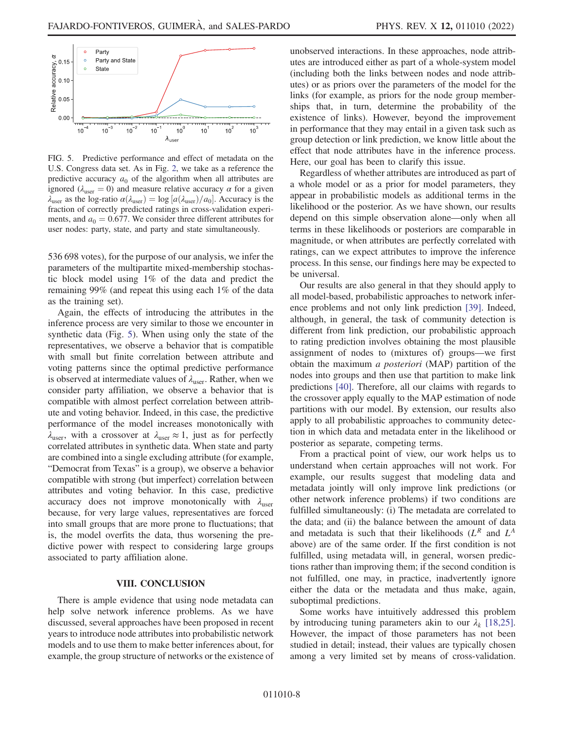FIG. 5. Predictive performance and effect of metadata on the U.S. Congress data set. As in Fig. 2, we take as a reference the predictive accuracy $a_0$ of the algorithm when all attributes are ignored ($\lambda_{\text{user}} = 0$) and measure relative accuracy $\alpha$ for a given $\lambda_{\text{user}}$ as the log-ratio $\alpha(\lambda_{\text{user}}) = \log[a(\lambda_{\text{user}})/a_0]$. Accuracy is the fraction of correctly predicted ratings in cross-validation experiments, and $a_0 = 0.677$. We consider three different attributes for user nodes: party, state, and party and state simultaneously.

536 698 votes), for the purpose of our analysis, we infer the parameters of the multipartite mixed-membership stochastic block model using 1% of the data and predict the remaining 99% (and repeat this using each 1% of the data as the training set).

Again, the effects of introducing the attributes in the inference process are very similar to those we encounter in synthetic data (Fig. 5). When using only the state of the representatives, we observe a behavior that is compatible with small but finite correlation between attribute and voting patterns since the optimal predictive performance is observed at intermediate values of $\lambda_{\text{user}}$. Rather, when we consider party affiliation, we observe a behavior that is compatible with almost perfect correlation between attribute and voting behavior. Indeed, in this case, the predictive performance of the model increases monotonically with $\lambda_{\text{user}}$, with a crossover at $\lambda_{\text{user}} \approx 1$, just as for perfectly correlated attributes in synthetic data. When state and party are combined into a single excluding attribute (for example, "Democrat from Texas" is a group), we observe a behavior compatible with strong (but imperfect) correlation between attributes and voting behavior. In this case, predictive accuracy does not improve monotonically with $\lambda_{\text{user}}$ because, for very large values, representatives are forced into small groups that are more prone to fluctuations; that is, the model overfits the data, thus worsening the predictive power with respect to considering large groups associated to party affiliation alone.

## VIII. CONCLUSION

There is ample evidence that using node metadata can help solve network inference problems. As we have discussed, several approaches have been proposed in recent years to introduce node attributes into probabilistic network models and to use them to make better inferences about, for example, the group structure of networks or the existence of unobserved interactions. In these approaches, node attributes are introduced either as part of a whole-system model (including both the links between nodes and node attributes) or as priors over the parameters of the model for the links (for example, as priors for the node group memberships that, in turn, determine the probability of the existence of links). However, beyond the improvement in performance that they may entail in a given task such as group detection or link prediction, we know little about the effect that node attributes have in the inference process. Here, our goal has been to clarify this issue.

Regardless of whether attributes are introduced as part of a whole model or as a prior for model parameters, they appear in probabilistic models as additional terms in the likelihood or the posterior. As we have shown, our results depend on this simple observation alone—only when all terms in these likelihoods or posteriors are comparable in magnitude, or when attributes are perfectly correlated with ratings, can we expect attributes to improve the inference process. In this sense, our findings here may be expected to be universal.

Our results are also general in that they should apply to all model-based, probabilistic approaches to network inference problems and not only link prediction [39]. Indeed, although, in general, the task of community detection is different from link prediction, our probabilistic approach to rating prediction involves obtaining the most plausible assignment of nodes to (mixtures of) groups—we first obtain the maximum *a posteriori* (MAP) partition of the nodes into groups and then use that partition to make link predictions [40]. Therefore, all our claims with regards to the crossover apply equally to the MAP estimation of node partitions with our model. By extension, our results also apply to all probabilistic approaches to community detection in which data and metadata enter in the likelihood or posterior as separate, competing terms.

From a practical point of view, our work helps us to understand when certain approaches will not work. For example, our results suggest that modeling data and metadata jointly will only improve link predictions (or other network inference problems) if two conditions are fulfilled simultaneously: (i) The metadata are correlated to the data; and (ii) the balance between the amount of data and metadata is such that their likelihoods ($L^R$ and $L^A$ above) are of the same order. If the first condition is not fulfilled, using metadata will, in general, worsen predictions rather than improving them; if the second condition is not fulfilled, one may, in practice, inadvertently ignore either the data or the metadata and thus make, again, suboptimal predictions.

Some works have intuitively addressed this problem by introducing tuning parameters akin to our $\lambda_k$ [18,25]. However, the impact of those parameters has not been studied in detail; instead, their values are typically chosen among a very limited set by means of cross-validation.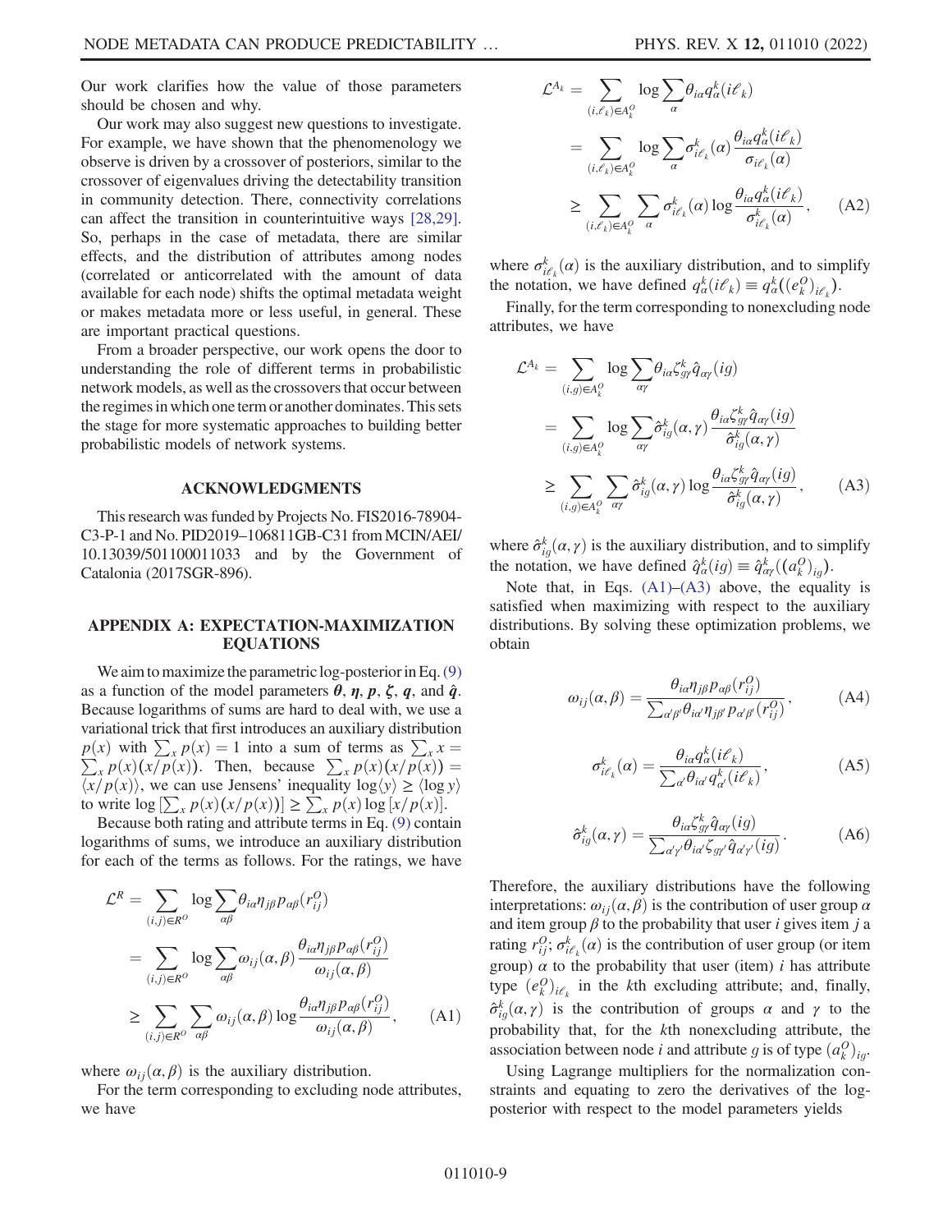Our work clarifies how the value of those parameters should be chosen and why.

Our work may also suggest new questions to investigate. For example, we have shown that the phenomenology we observe is driven by a crossover of posteriors, similar to the crossover of eigenvalues driving the detectability transition in community detection. There, connectivity correlations can affect the transition in counterintuitive ways [28,29]. So, perhaps in the case of metadata, there are similar effects, and the distribution of attributes among nodes (correlated or anticorrelated with the amount of data available for each node) shifts the optimal metadata weight or makes metadata more or less useful, in general. These are important practical questions.

From a broader perspective, our work opens the door to understanding the role of different terms in probabilistic network models, as well as the crossovers that occur between the regimes in which one term or another dominates. This sets the stage for more systematic approaches to building better probabilistic models of network systems.

## ACKNOWLEDGMENTS

This research was funded by Projects No. FIS2016-78904-C3-P-1 and No. PID2019–106811GB-C31 from MCIN/AEI/10.13039/501100011033 and by the Government of Catalonia (2017SGR-896).

## APPENDIX A: EXPECTATION-MAXIMIZATION EQUATIONS

We aim to maximize the parametric log-posterior in Eq. (9) as a function of the model parameters $\boldsymbol{\theta}$, $\boldsymbol{\eta}$, $\boldsymbol{p}$, $\boldsymbol{\zeta}$, $\boldsymbol{q}$, and $\hat{\boldsymbol{q}}$. Because logarithms of sums are hard to deal with, we use a variational trick that first introduces an auxiliary distribution $p(x)$ with $\sum_x p(x) = 1$ into a sum of terms as $\sum_x x = \sum_x p(x)(x/p(x))$. Then, because $\sum_x p(x)(x/p(x)) = \langle x/p(x)\rangle$, we can use Jensens' inequality $\log\langle y\rangle \geq \langle \log y\rangle$ to write $\log\left[\sum_x p(x)(x/p(x))\right] \geq \sum_x p(x)\log\left[x/p(x)\right]$.

Because both rating and attribute terms in Eq. (9) contain logarithms of sums, we introduce an auxiliary distribution for each of the terms as follows. For the ratings, we have

$$
\begin{aligned}
\mathcal{L}^R &= \sum_{(i,j)\in R^O} \log \sum_{\alpha\beta} \theta_{i\alpha}\eta_{j\beta}p_{\alpha\beta}(r_{ij}^O) \\
&= \sum_{(i,j)\in R^O} \log \sum_{\alpha\beta} \omega_{ij}(\alpha,\beta)\frac{\theta_{i\alpha}\eta_{j\beta}p_{\alpha\beta}(r_{ij}^O)}{\omega_{ij}(\alpha,\beta)} \\
&\geq \sum_{(i,j)\in R^O} \sum_{\alpha\beta} \omega_{ij}(\alpha,\beta)\log\frac{\theta_{i\alpha}\eta_{j\beta}p_{\alpha\beta}(r_{ij}^O)}{\omega_{ij}(\alpha,\beta)}, \qquad \text{(A1)}
\end{aligned}
$$

where $\omega_{ij}(\alpha,\beta)$ is the auxiliary distribution.

For the term corresponding to excluding node attributes, we have

$$
\begin{aligned}
\mathcal{L}^{A_k} &= \sum_{(i,\ell_k)\in A_k^O} \log \sum_{\alpha} \theta_{i\alpha}q_\alpha^k(i\ell_k) \\
&= \sum_{(i,\ell_k)\in A_k^O} \log \sum_{\alpha} \sigma_{i\ell_k}^k(\alpha)\frac{\theta_{i\alpha}q_\alpha^k(i\ell_k)}{\sigma_{i\ell_k}(\alpha)} \\
&\geq \sum_{(i,\ell_k)\in A_k^O} \sum_{\alpha} \sigma_{i\ell_k}^k(\alpha)\log\frac{\theta_{i\alpha}q_\alpha^k(i\ell_k)}{\sigma_{i\ell_k}^k(\alpha)}, \qquad \text{(A2)}
\end{aligned}
$$

where $\sigma_{i\ell_k}^k(\alpha)$ is the auxiliary distribution, and to simplify the notation, we have defined $q_\alpha^k(i\ell_k) \equiv q_\alpha^k((e_k^O)_{i\ell_k})$.

Finally, for the term corresponding to nonexcluding node attributes, we have

$$
\begin{aligned}
\mathcal{L}^{A_k} &= \sum_{(i,g)\in A_k^O} \log \sum_{\alpha\gamma} \theta_{i\alpha}\zeta_{g\gamma}^k\hat{q}_{\alpha\gamma}(ig) \\
&= \sum_{(i,g)\in A_k^O} \log \sum_{\alpha\gamma} \hat{\sigma}_{ig}^k(\alpha,\gamma)\frac{\theta_{i\alpha}\zeta_{g\gamma}^k\hat{q}_{\alpha\gamma}(ig)}{\hat{\sigma}_{ig}^k(\alpha,\gamma)} \\
&\geq \sum_{(i,g)\in A_k^O} \sum_{\alpha\gamma} \hat{\sigma}_{ig}^k(\alpha,\gamma)\log\frac{\theta_{i\alpha}\zeta_{g\gamma}^k\hat{q}_{\alpha\gamma}(ig)}{\hat{\sigma}_{ig}^k(\alpha,\gamma)}, \qquad \text{(A3)}
\end{aligned}
$$

where $\hat{\sigma}_{ig}^k(\alpha,\gamma)$ is the auxiliary distribution, and to simplify the notation, we have defined $\hat{q}_\alpha^k(ig) \equiv \hat{q}_{\alpha\gamma}^k((a_k^O)_{ig})$.

Note that, in Eqs. (A1)–(A3) above, the equality is satisfied when maximizing with respect to the auxiliary distributions. By solving these optimization problems, we obtain

$$
\omega_{ij}(\alpha,\beta) = \frac{\theta_{i\alpha}\eta_{j\beta}p_{\alpha\beta}(r_{ij}^O)}{\sum_{\alpha'\beta'}\theta_{i\alpha'}\eta_{j\beta'}p_{\alpha'\beta'}(r_{ij}^O)}, \qquad \text{(A4)}
$$

$$
\sigma_{i\ell_k}^k(\alpha) = \frac{\theta_{i\alpha}q_\alpha^k(i\ell_k)}{\sum_{\alpha'}\theta_{i\alpha'}q_{\alpha'}^k(i\ell_k)}, \qquad \text{(A5)}
$$

$$
\hat{\sigma}_{ig}^k(\alpha,\gamma) = \frac{\theta_{i\alpha}\zeta_{g\gamma}^k\hat{q}_{\alpha\gamma}(ig)}{\sum_{\alpha'\gamma'}\theta_{i\alpha'}\zeta_{g\gamma'}\hat{q}_{\alpha'\gamma'}(ig)}. \qquad \text{(A6)}
$$

Therefore, the auxiliary distributions have the following interpretations: $\omega_{ij}(\alpha,\beta)$ is the contribution of user group $\alpha$ and item group $\beta$ to the probability that user $i$ gives item $j$ a rating $r_{ij}^O$; $\sigma_{i\ell_k}^k(\alpha)$ is the contribution of user group (or item group) $\alpha$ to the probability that user (item) $i$ has attribute type $(e_k^O)_{i\ell_k}$ in the $k$th excluding attribute; and, finally, $\hat{\sigma}_{ig}^k(\alpha,\gamma)$ is the contribution of groups $\alpha$ and $\gamma$ to the probability that, for the $k$th nonexcluding attribute, the association between node $i$ and attribute $g$ is of type $(a_k^O)_{ig}$.

Using Lagrange multipliers for the normalization constraints and equating to zero the derivatives of the log-posterior with respect to the model parameters yields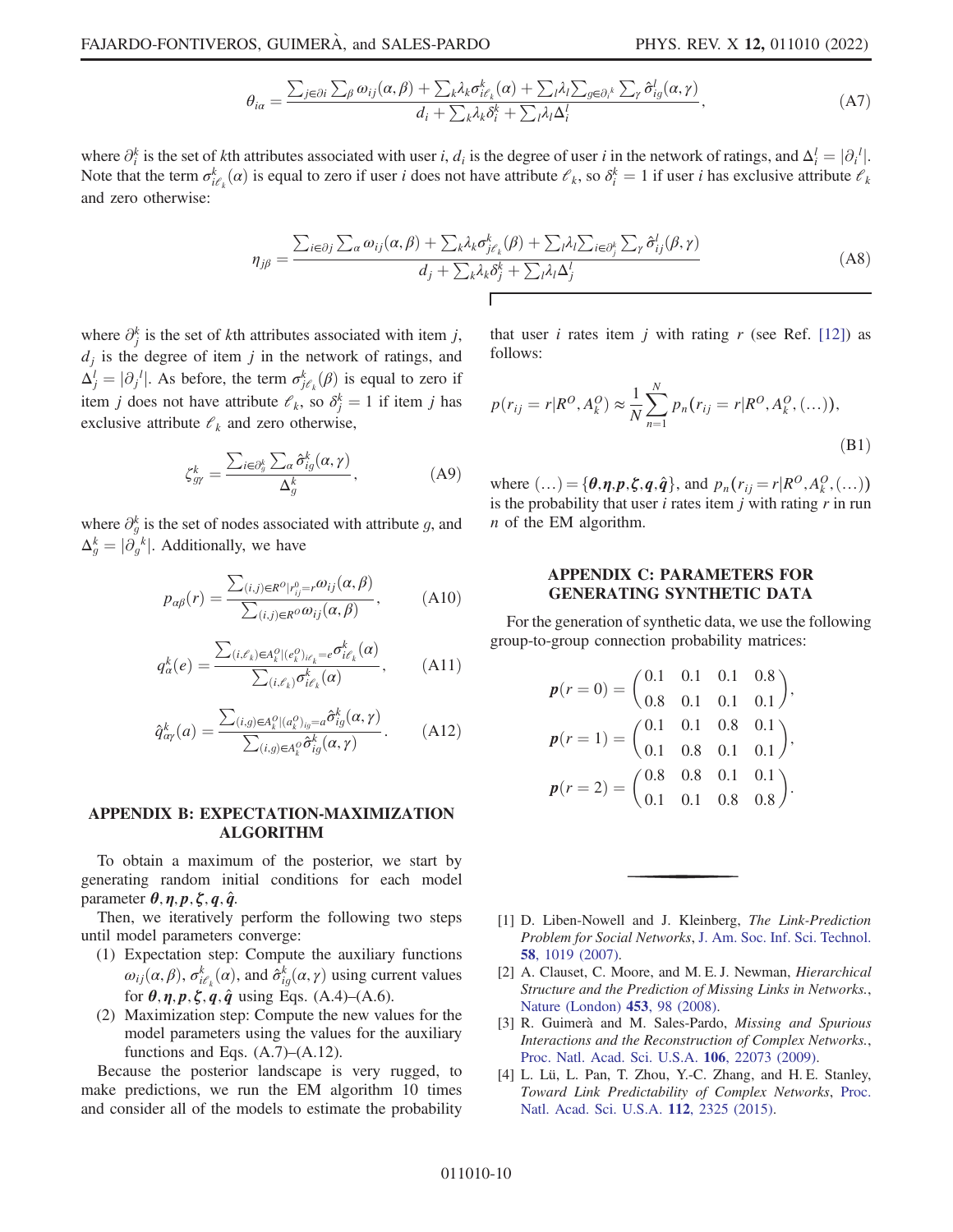$$\theta_{i\alpha} = \frac{\sum_{j\in\partial i}\sum_{\beta}\omega_{ij}(\alpha,\beta) + \sum_k \lambda_k \sigma^k_{i\ell_k}(\alpha) + \sum_l \lambda_l \sum_{g\in\partial_i{}^k}\sum_\gamma \hat{\sigma}^l_{ig}(\alpha,\gamma)}{d_i + \sum_k \lambda_k \delta^k_i + \sum_l \lambda_l \Delta^l_i}, \tag{A7}$$

where $\partial^k_i$ is the set of $k$th attributes associated with user $i$, $d_i$ is the degree of user $i$ in the network of ratings, and $\Delta^l_i = |\partial_i{}^l|$. Note that the term $\sigma^k_{i\ell_k}(\alpha)$ is equal to zero if user $i$ does not have attribute $\ell_k$, so $\delta^k_i = 1$ if user $i$ has exclusive attribute $\ell_k$ and zero otherwise:

$$\eta_{j\beta} = \frac{\sum_{i\in\partial j}\sum_{\alpha}\omega_{ij}(\alpha,\beta) + \sum_k \lambda_k \sigma^k_{j\ell_k}(\beta) + \sum_l \lambda_l \sum_{i\in\partial^k_j}\sum_\gamma \hat{\sigma}^l_{ij}(\beta,\gamma)}{d_j + \sum_k \lambda_k \delta^k_j + \sum_l \lambda_l \Delta^l_j} \tag{A8}$$

where $\partial^k_j$ is the set of $k$th attributes associated with item $j$, $d_j$ is the degree of item $j$ in the network of ratings, and $\Delta^l_j = |\partial_j{}^l|$. As before, the term $\sigma^k_{j\ell_k}(\beta)$ is equal to zero if item $j$ does not have attribute $\ell_k$, so $\delta^k_j = 1$ if item $j$ has exclusive attribute $\ell_k$ and zero otherwise,

$$\zeta^k_{g\gamma} = \frac{\sum_{i\in\partial^k_g}\sum_\alpha \hat{\sigma}^k_{ig}(\alpha,\gamma)}{\Delta^k_g}, \tag{A9}$$

where $\partial^k_g$ is the set of nodes associated with attribute $g$, and $\Delta^k_g = |\partial_g{}^k|$. Additionally, we have

$$p_{\alpha\beta}(r) = \frac{\sum_{(i,j)\in R^O|r^0_{ij}=r}\omega_{ij}(\alpha,\beta)}{\sum_{(i,j)\in R^O}\omega_{ij}(\alpha,\beta)}, \tag{A10}$$

$$q^k_\alpha(e) = \frac{\sum_{(i,\ell_k)\in A^O_k|(e^O_k)_{i\ell_k}=e}\sigma^k_{i\ell_k}(\alpha)}{\sum_{(i,\ell_k)}\sigma^k_{i\ell_k}(\alpha)}, \tag{A11}$$

$$\hat{q}^k_{\alpha\gamma}(a) = \frac{\sum_{(i,g)\in A^O_k|(a^O_k)_{ig}=a}\hat{\sigma}^k_{ig}(\alpha,\gamma)}{\sum_{(i,g)\in A^O_k}\hat{\sigma}^k_{ig}(\alpha,\gamma)}. \tag{A12}$$

## APPENDIX B: EXPECTATION-MAXIMIZATION ALGORITHM

To obtain a maximum of the posterior, we start by generating random initial conditions for each model parameter $\boldsymbol{\theta}, \boldsymbol{\eta}, \boldsymbol{p}, \boldsymbol{\zeta}, \boldsymbol{q}, \hat{\boldsymbol{q}}$.

Then, we iteratively perform the following two steps until model parameters converge:

1. Expectation step: Compute the auxiliary functions $\omega_{ij}(\alpha,\beta)$, $\sigma^k_{i\ell_k}(\alpha)$, and $\hat{\sigma}^k_{ig}(\alpha,\gamma)$ using current values for $\boldsymbol{\theta}, \boldsymbol{\eta}, \boldsymbol{p}, \boldsymbol{\zeta}, \boldsymbol{q}, \hat{\boldsymbol{q}}$ using Eqs. (A.4)–(A.6).
2. Maximization step: Compute the new values for the model parameters using the values for the auxiliary functions and Eqs. (A.7)–(A.12).

Because the posterior landscape is very rugged, to make predictions, we run the EM algorithm 10 times and consider all of the models to estimate the probability that user $i$ rates item $j$ with rating $r$ (see Ref. [12]) as follows:

$$p(r_{ij} = r|R^O, A^O_k) \approx \frac{1}{N}\sum_{n=1}^{N} p_n(r_{ij} = r|R^O, A^O_k, (\ldots)), \tag{B1}$$

where $(\ldots) = \{\boldsymbol{\theta}, \boldsymbol{\eta}, \boldsymbol{p}, \boldsymbol{\zeta}, \boldsymbol{q}, \hat{\boldsymbol{q}}\}$, and $p_n(r_{ij} = r|R^O, A^O_k, (\ldots))$ is the probability that user $i$ rates item $j$ with rating $r$ in run $n$ of the EM algorithm.

## APPENDIX C: PARAMETERS FOR GENERATING SYNTHETIC DATA

For the generation of synthetic data, we use the following group-to-group connection probability matrices:

$$\boldsymbol{p}(r=0) = \begin{pmatrix} 0.1 & 0.1 & 0.1 & 0.8 \\ 0.8 & 0.1 & 0.1 & 0.1 \end{pmatrix},$$

$$\boldsymbol{p}(r=1) = \begin{pmatrix} 0.1 & 0.1 & 0.8 & 0.1 \\ 0.1 & 0.8 & 0.1 & 0.1 \end{pmatrix},$$

$$\boldsymbol{p}(r=2) = \begin{pmatrix} 0.8 & 0.8 & 0.1 & 0.1 \\ 0.1 & 0.1 & 0.8 & 0.8 \end{pmatrix}.$$

---

[1] D. Liben-Nowell and J. Kleinberg, *The Link-Prediction Problem for Social Networks*, J. Am. Soc. Inf. Sci. Technol. **58**, 1019 (2007).

[2] A. Clauset, C. Moore, and M. E. J. Newman, *Hierarchical Structure and the Prediction of Missing Links in Networks.*, Nature (London) **453**, 98 (2008).

[3] R. Guimerà and M. Sales-Pardo, *Missing and Spurious Interactions and the Reconstruction of Complex Networks.*, Proc. Natl. Acad. Sci. U.S.A. **106**, 22073 (2009).

[4] L. Lü, L. Pan, T. Zhou, Y.-C. Zhang, and H. E. Stanley, *Toward Link Predictability of Complex Networks*, Proc. Natl. Acad. Sci. U.S.A. **112**, 2325 (2015).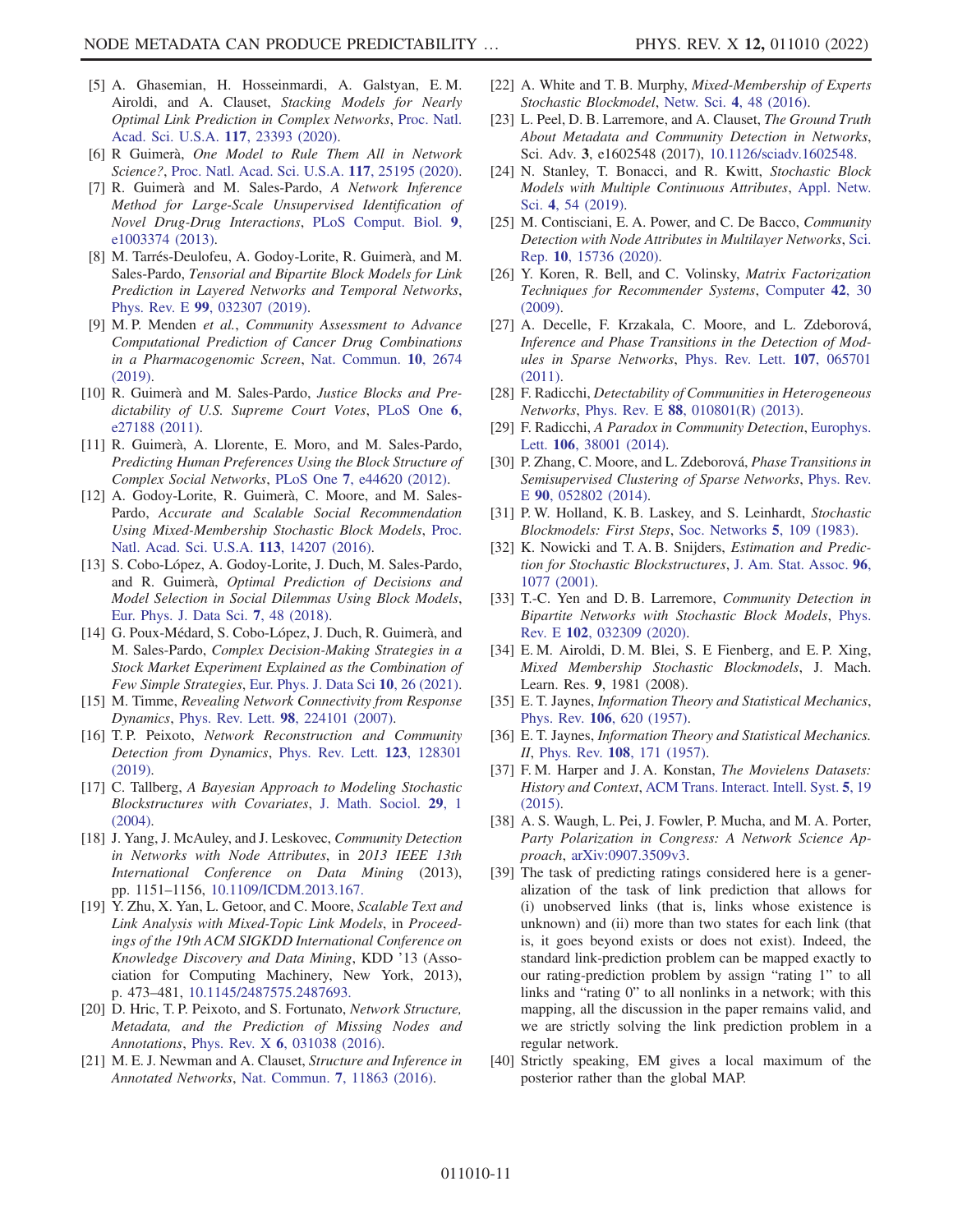[5] A. Ghasemian, H. Hosseinmardi, A. Galstyan, E. M. Airoldi, and A. Clauset, *Stacking Models for Nearly Optimal Link Prediction in Complex Networks*, Proc. Natl. Acad. Sci. U.S.A. **117**, 23393 (2020).

[6] R Guimerà, *One Model to Rule Them All in Network Science?*, Proc. Natl. Acad. Sci. U.S.A. **117**, 25195 (2020).

[7] R. Guimerà and M. Sales-Pardo, *A Network Inference Method for Large-Scale Unsupervised Identification of Novel Drug-Drug Interactions*, PLoS Comput. Biol. **9**, e1003374 (2013).

[8] M. Tarrés-Deulofeu, A. Godoy-Lorite, R. Guimerà, and M. Sales-Pardo, *Tensorial and Bipartite Block Models for Link Prediction in Layered Networks and Temporal Networks*, Phys. Rev. E **99**, 032307 (2019).

[9] M. P. Menden *et al.*, *Community Assessment to Advance Computational Prediction of Cancer Drug Combinations in a Pharmacogenomic Screen*, Nat. Commun. **10**, 2674 (2019).

[10] R. Guimerà and M. Sales-Pardo, *Justice Blocks and Predictability of U.S. Supreme Court Votes*, PLoS One **6**, e27188 (2011).

[11] R. Guimerà, A. Llorente, E. Moro, and M. Sales-Pardo, *Predicting Human Preferences Using the Block Structure of Complex Social Networks*, PLoS One **7**, e44620 (2012).

[12] A. Godoy-Lorite, R. Guimerà, C. Moore, and M. Sales-Pardo, *Accurate and Scalable Social Recommendation Using Mixed-Membership Stochastic Block Models*, Proc. Natl. Acad. Sci. U.S.A. **113**, 14207 (2016).

[13] S. Cobo-López, A. Godoy-Lorite, J. Duch, M. Sales-Pardo, and R. Guimerà, *Optimal Prediction of Decisions and Model Selection in Social Dilemmas Using Block Models*, Eur. Phys. J. Data Sci. **7**, 48 (2018).

[14] G. Poux-Médard, S. Cobo-López, J. Duch, R. Guimerà, and M. Sales-Pardo, *Complex Decision-Making Strategies in a Stock Market Experiment Explained as the Combination of Few Simple Strategies*, Eur. Phys. J. Data Sci **10**, 26 (2021).

[15] M. Timme, *Revealing Network Connectivity from Response Dynamics*, Phys. Rev. Lett. **98**, 224101 (2007).

[16] T. P. Peixoto, *Network Reconstruction and Community Detection from Dynamics*, Phys. Rev. Lett. **123**, 128301 (2019).

[17] C. Tallberg, *A Bayesian Approach to Modeling Stochastic Blockstructures with Covariates*, J. Math. Sociol. **29**, 1 (2004).

[18] J. Yang, J. McAuley, and J. Leskovec, *Community Detection in Networks with Node Attributes*, in *2013 IEEE 13th International Conference on Data Mining* (2013), pp. 1151–1156, 10.1109/ICDM.2013.167.

[19] Y. Zhu, X. Yan, L. Getoor, and C. Moore, *Scalable Text and Link Analysis with Mixed-Topic Link Models*, in *Proceedings of the 19th ACM SIGKDD International Conference on Knowledge Discovery and Data Mining*, KDD '13 (Association for Computing Machinery, New York, 2013), p. 473–481, 10.1145/2487575.2487693.

[20] D. Hric, T. P. Peixoto, and S. Fortunato, *Network Structure, Metadata, and the Prediction of Missing Nodes and Annotations*, Phys. Rev. X **6**, 031038 (2016).

[21] M. E. J. Newman and A. Clauset, *Structure and Inference in Annotated Networks*, Nat. Commun. **7**, 11863 (2016).

[22] A. White and T. B. Murphy, *Mixed-Membership of Experts Stochastic Blockmodel*, Netw. Sci. **4**, 48 (2016).

[23] L. Peel, D. B. Larremore, and A. Clauset, *The Ground Truth About Metadata and Community Detection in Networks*, Sci. Adv. **3**, e1602548 (2017), 10.1126/sciadv.1602548.

[24] N. Stanley, T. Bonacci, and R. Kwitt, *Stochastic Block Models with Multiple Continuous Attributes*, Appl. Netw. Sci. **4**, 54 (2019).

[25] M. Contisciani, E. A. Power, and C. De Bacco, *Community Detection with Node Attributes in Multilayer Networks*, Sci. Rep. **10**, 15736 (2020).

[26] Y. Koren, R. Bell, and C. Volinsky, *Matrix Factorization Techniques for Recommender Systems*, Computer **42**, 30 (2009).

[27] A. Decelle, F. Krzakala, C. Moore, and L. Zdeborová, *Inference and Phase Transitions in the Detection of Modules in Sparse Networks*, Phys. Rev. Lett. **107**, 065701 (2011).

[28] F. Radicchi, *Detectability of Communities in Heterogeneous Networks*, Phys. Rev. E **88**, 010801(R) (2013).

[29] F. Radicchi, *A Paradox in Community Detection*, Europhys. Lett. **106**, 38001 (2014).

[30] P. Zhang, C. Moore, and L. Zdeborová, *Phase Transitions in Semisupervised Clustering of Sparse Networks*, Phys. Rev. E **90**, 052802 (2014).

[31] P. W. Holland, K. B. Laskey, and S. Leinhardt, *Stochastic Blockmodels: First Steps*, Soc. Networks **5**, 109 (1983).

[32] K. Nowicki and T. A. B. Snijders, *Estimation and Prediction for Stochastic Blockstructures*, J. Am. Stat. Assoc. **96**, 1077 (2001).

[33] T.-C. Yen and D. B. Larremore, *Community Detection in Bipartite Networks with Stochastic Block Models*, Phys. Rev. E **102**, 032309 (2020).

[34] E. M. Airoldi, D. M. Blei, S. E Fienberg, and E. P. Xing, *Mixed Membership Stochastic Blockmodels*, J. Mach. Learn. Res. **9**, 1981 (2008).

[35] E. T. Jaynes, *Information Theory and Statistical Mechanics*, Phys. Rev. **106**, 620 (1957).

[36] E. T. Jaynes, *Information Theory and Statistical Mechanics. II*, Phys. Rev. **108**, 171 (1957).

[37] F. M. Harper and J. A. Konstan, *The Movielens Datasets: History and Context*, ACM Trans. Interact. Intell. Syst. **5**, 19 (2015).

[38] A. S. Waugh, L. Pei, J. Fowler, P. Mucha, and M. A. Porter, *Party Polarization in Congress: A Network Science Approach*, arXiv:0907.3509v3.

[39] The task of predicting ratings considered here is a generalization of the task of link prediction that allows for (i) unobserved links (that is, links whose existence is unknown) and (ii) more than two states for each link (that is, it goes beyond exists or does not exist). Indeed, the standard link-prediction problem can be mapped exactly to our rating-prediction problem by assign "rating 1" to all links and "rating 0" to all nonlinks in a network; with this mapping, all the discussion in the paper remains valid, and we are strictly solving the link prediction problem in a regular network.

[40] Strictly speaking, EM gives a local maximum of the posterior rather than the global MAP.